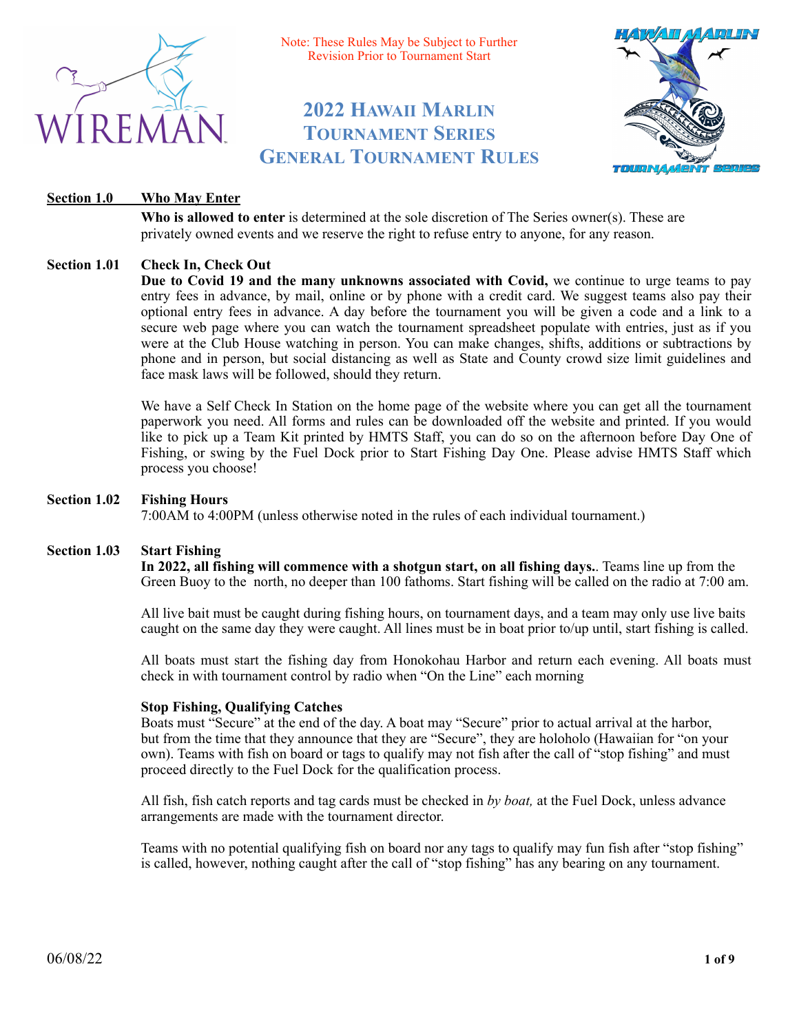Note: These Rules May be Subject to Further Revision Prior to Tournament Start

# 2022 Hawaii Marlin Tournament Series General Tournament Rules

## Section 1.0 Who May Enter

**Who is allowed to enter** is determined at the sole discretion of The Series owner(s). These are privately owned events and we reserve the right to refuse entry to anyone, for any reason.

## Section 1.01 Check In, Check Out

**Due to Covid 19 and the many unknowns associated with Covid,** we continue to urge teams to pay entry fees in advance, by mail, online or by phone with a credit card. We suggest teams also pay their optional entry fees in advance. A day before the tournament you will be given a code and a link to a secure web page where you can watch the tournament spreadsheet populate with entries, just as if you were at the Club House watching in person. You can make changes, shifts, additions or subtractions by phone and in person, but social distancing as well as State and County crowd size limit guidelines and face mask laws will be followed, should they return.

We have a Self Check In Station on the home page of the website where you can get all the tournament paperwork you need. All forms and rules can be downloaded off the website and printed. If you would like to pick up a Team Kit printed by HMTS Staff, you can do so on the afternoon before Day One of Fishing, or swing by the Fuel Dock prior to Start Fishing Day One. Please advise HMTS Staff which process you choose!

## Section 1.02 Fishing Hours

7:00AM to 4:00PM (unless otherwise noted in the rules of each individual tournament.)

## Section 1.03 Start Fishing

**In 2022, all fishing will commence with a shotgun start, on all fishing days.**. Teams line up from the Green Buoy to the north, no deeper than 100 fathoms. Start fishing will be called on the radio at 7:00 am.

All live bait must be caught during fishing hours, on tournament days, and a team may only use live baits caught on the same day they were caught. All lines must be in boat prior to/up until, start fishing is called.

All boats must start the fishing day from Honokohau Harbor and return each evening. All boats must check in with tournament control by radio when "On the Line" each morning

### Stop Fishing, Qualifying Catches

Boats must "Secure" at the end of the day. A boat may "Secure" prior to actual arrival at the harbor, but from the time that they announce that they are "Secure", they are holoholo (Hawaiian for "on your own). Teams with fish on board or tags to qualify may not fish after the call of "stop fishing" and must proceed directly to the Fuel Dock for the qualification process.

All fish, fish catch reports and tag cards must be checked in *by boat,* at the Fuel Dock, unless advance arrangements are made with the tournament director.

Teams with no potential qualifying fish on board nor any tags to qualify may fun fish after "stop fishing" is called, however, nothing caught after the call of "stop fishing" has any bearing on any tournament.

06/08/22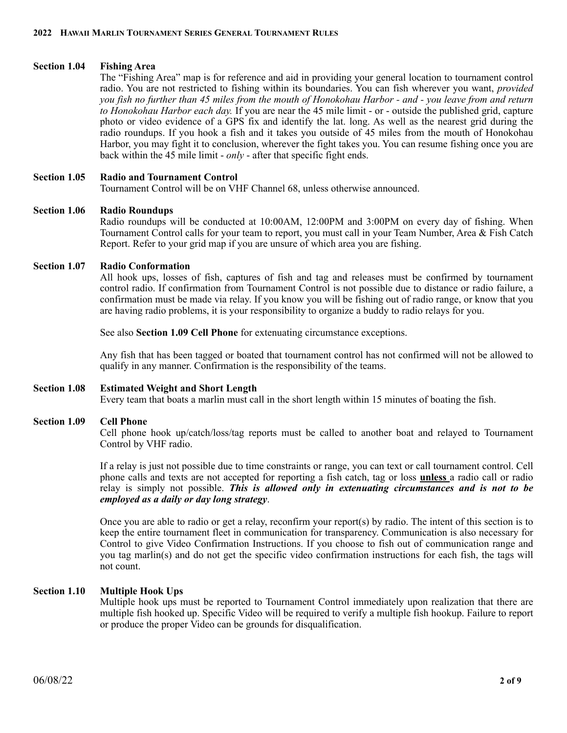### Section 1.04 Fishing Area

The "Fishing Area" map is for reference and aid in providing your general location to tournament control radio. You are not restricted to fishing within its boundaries. You can fish wherever you want, *provided you fish no further than 45 miles from the mouth of Honokohau Harbor - and - you leave from and return to Honokohau Harbor each day.* If you are near the 45 mile limit - or - outside the published grid, capture photo or video evidence of a GPS fix and identify the lat. long. As well as the nearest grid during the radio roundups. If you hook a fish and it takes you outside of 45 miles from the mouth of Honokohau Harbor, you may fight it to conclusion, wherever the fight takes you. You can resume fishing once you are back within the 45 mile limit - *only* - after that specific fight ends.

### Section 1.05 Radio and Tournament Control

Tournament Control will be on VHF Channel 68, unless otherwise announced.

### Section 1.06 Radio Roundups

Radio roundups will be conducted at 10:00AM, 12:00PM and 3:00PM on every day of fishing. When Tournament Control calls for your team to report, you must call in your Team Number, Area & Fish Catch Report. Refer to your grid map if you are unsure of which area you are fishing.

### Section 1.07 Radio Conformation

All hook ups, losses of fish, captures of fish and tag and releases must be confirmed by tournament control radio. If confirmation from Tournament Control is not possible due to distance or radio failure, a confirmation must be made via relay. If you know you will be fishing out of radio range, or know that you are having radio problems, it is your responsibility to organize a buddy to radio relays for you.

See also **Section 1.09 Cell Phone** for extenuating circumstance exceptions.

Any fish that has been tagged or boated that tournament control has not confirmed will not be allowed to qualify in any manner. Confirmation is the responsibility of the teams.

### Section 1.08 Estimated Weight and Short Length

Every team that boats a marlin must call in the short length within 15 minutes of boating the fish.

### Section 1.09 Cell Phone

Cell phone hook up/catch/loss/tag reports must be called to another boat and relayed to Tournament Control by VHF radio.

If a relay is just not possible due to time constraints or range, you can text or call tournament control. Cell phone calls and texts are not accepted for reporting a fish catch, tag or loss **unless** a radio call or radio relay is simply not possible. ***This is allowed only in extenuating circumstances and is not to be employed as a daily or day long strategy***.

Once you are able to radio or get a relay, reconfirm your report(s) by radio. The intent of this section is to keep the entire tournament fleet in communication for transparency. Communication is also necessary for Control to give Video Confirmation Instructions. If you choose to fish out of communication range and you tag marlin(s) and do not get the specific video confirmation instructions for each fish, the tags will not count.

### Section 1.10 Multiple Hook Ups

Multiple hook ups must be reported to Tournament Control immediately upon realization that there are multiple fish hooked up. Specific Video will be required to verify a multiple fish hookup. Failure to report or produce the proper Video can be grounds for disqualification.

06/08/22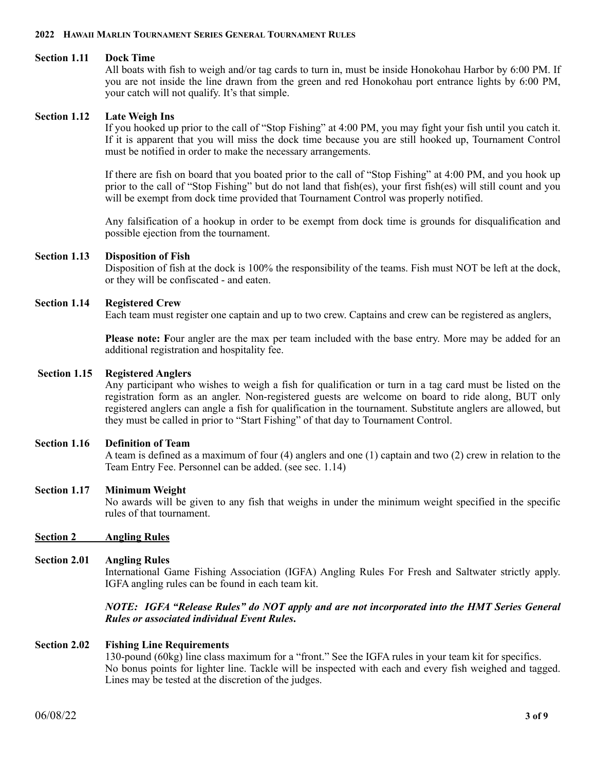### Section 1.11 Dock Time

All boats with fish to weigh and/or tag cards to turn in, must be inside Honokohau Harbor by 6:00 PM. If you are not inside the line drawn from the green and red Honokohau port entrance lights by 6:00 PM, your catch will not qualify. It's that simple.

### Section 1.12 Late Weigh Ins

If you hooked up prior to the call of "Stop Fishing" at 4:00 PM, you may fight your fish until you catch it. If it is apparent that you will miss the dock time because you are still hooked up, Tournament Control must be notified in order to make the necessary arrangements.

If there are fish on board that you boated prior to the call of "Stop Fishing" at 4:00 PM, and you hook up prior to the call of "Stop Fishing" but do not land that fish(es), your first fish(es) will still count and you will be exempt from dock time provided that Tournament Control was properly notified.

Any falsification of a hookup in order to be exempt from dock time is grounds for disqualification and possible ejection from the tournament.

### Section 1.13 Disposition of Fish

Disposition of fish at the dock is 100% the responsibility of the teams. Fish must NOT be left at the dock, or they will be confiscated - and eaten.

### Section 1.14 Registered Crew

Each team must register one captain and up to two crew. Captains and crew can be registered as anglers,

**Please note: F**our angler are the max per team included with the base entry. More may be added for an additional registration and hospitality fee.

### Section 1.15 Registered Anglers

Any participant who wishes to weigh a fish for qualification or turn in a tag card must be listed on the registration form as an angler. Non-registered guests are welcome on board to ride along, BUT only registered anglers can angle a fish for qualification in the tournament. Substitute anglers are allowed, but they must be called in prior to "Start Fishing" of that day to Tournament Control.

### Section 1.16 Definition of Team

A team is defined as a maximum of four (4) anglers and one (1) captain and two (2) crew in relation to the Team Entry Fee. Personnel can be added. (see sec. 1.14)

### Section 1.17 Minimum Weight

No awards will be given to any fish that weighs in under the minimum weight specified in the specific rules of that tournament.

## Section 2 Angling Rules

### Section 2.01 Angling Rules

International Game Fishing Association (IGFA) Angling Rules For Fresh and Saltwater strictly apply. IGFA angling rules can be found in each team kit.

***NOTE: IGFA "Release Rules" do NOT apply and are not incorporated into the HMT Series General Rules or associated individual Event Rules.***

### Section 2.02 Fishing Line Requirements

130-pound (60kg) line class maximum for a "front." See the IGFA rules in your team kit for specifics. No bonus points for lighter line. Tackle will be inspected with each and every fish weighed and tagged. Lines may be tested at the discretion of the judges.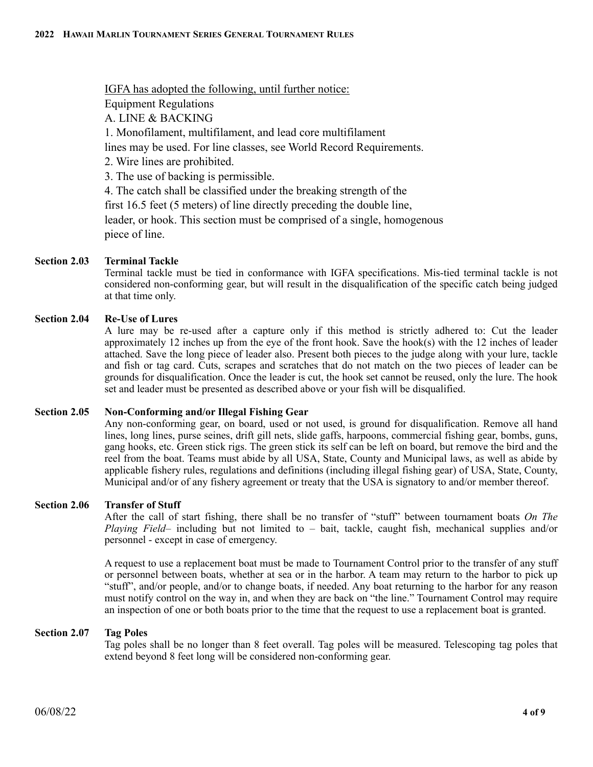IGFA has adopted the following, until further notice:

Equipment Regulations

A. LINE & BACKING

1. Monofilament, multifilament, and lead core multifilament lines may be used. For line classes, see World Record Requirements.
2. Wire lines are prohibited.
3. The use of backing is permissible.
4. The catch shall be classified under the breaking strength of the first 16.5 feet (5 meters) of line directly preceding the double line, leader, or hook. This section must be comprised of a single, homogenous piece of line.

### Section 2.03 Terminal Tackle

Terminal tackle must be tied in conformance with IGFA specifications. Mis-tied terminal tackle is not considered non-conforming gear, but will result in the disqualification of the specific catch being judged at that time only.

### Section 2.04 Re-Use of Lures

A lure may be re-used after a capture only if this method is strictly adhered to: Cut the leader approximately 12 inches up from the eye of the front hook. Save the hook(s) with the 12 inches of leader attached. Save the long piece of leader also. Present both pieces to the judge along with your lure, tackle and fish or tag card. Cuts, scrapes and scratches that do not match on the two pieces of leader can be grounds for disqualification. Once the leader is cut, the hook set cannot be reused, only the lure. The hook set and leader must be presented as described above or your fish will be disqualified.

### Section 2.05 Non-Conforming and/or Illegal Fishing Gear

Any non-conforming gear, on board, used or not used, is ground for disqualification. Remove all hand lines, long lines, purse seines, drift gill nets, slide gaffs, harpoons, commercial fishing gear, bombs, guns, gang hooks, etc. Green stick rigs. The green stick its self can be left on board, but remove the bird and the reel from the boat. Teams must abide by all USA, State, County and Municipal laws, as well as abide by applicable fishery rules, regulations and definitions (including illegal fishing gear) of USA, State, County, Municipal and/or of any fishery agreement or treaty that the USA is signatory to and/or member thereof.

### Section 2.06 Transfer of Stuff

After the call of start fishing, there shall be no transfer of "stuff" between tournament boats *On The Playing Field*– including but not limited to – bait, tackle, caught fish, mechanical supplies and/or personnel - except in case of emergency.

A request to use a replacement boat must be made to Tournament Control prior to the transfer of any stuff or personnel between boats, whether at sea or in the harbor. A team may return to the harbor to pick up "stuff", and/or people, and/or to change boats, if needed. Any boat returning to the harbor for any reason must notify control on the way in, and when they are back on "the line." Tournament Control may require an inspection of one or both boats prior to the time that the request to use a replacement boat is granted.

### Section 2.07 Tag Poles

Tag poles shall be no longer than 8 feet overall. Tag poles will be measured. Telescoping tag poles that extend beyond 8 feet long will be considered non-conforming gear.

06/08/22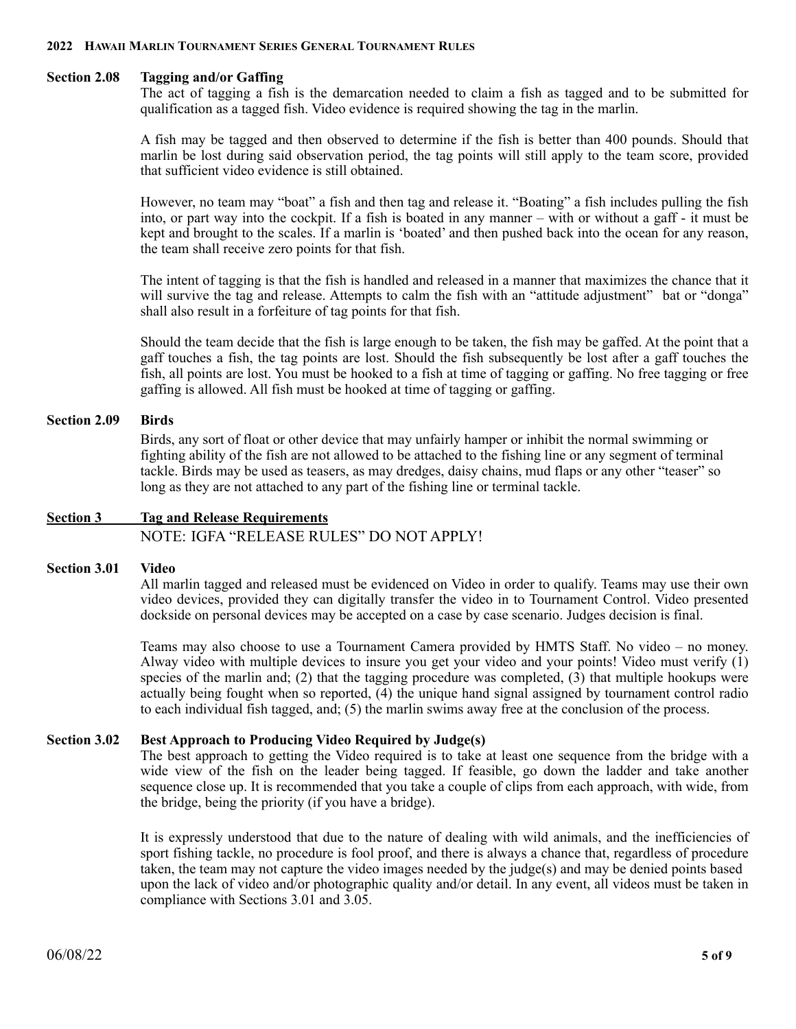### Section 2.08 Tagging and/or Gaffing

The act of tagging a fish is the demarcation needed to claim a fish as tagged and to be submitted for qualification as a tagged fish. Video evidence is required showing the tag in the marlin.

A fish may be tagged and then observed to determine if the fish is better than 400 pounds. Should that marlin be lost during said observation period, the tag points will still apply to the team score, provided that sufficient video evidence is still obtained.

However, no team may "boat" a fish and then tag and release it. "Boating" a fish includes pulling the fish into, or part way into the cockpit. If a fish is boated in any manner – with or without a gaff - it must be kept and brought to the scales. If a marlin is 'boated' and then pushed back into the ocean for any reason, the team shall receive zero points for that fish.

The intent of tagging is that the fish is handled and released in a manner that maximizes the chance that it will survive the tag and release. Attempts to calm the fish with an "attitude adjustment" bat or "donga" shall also result in a forfeiture of tag points for that fish.

Should the team decide that the fish is large enough to be taken, the fish may be gaffed. At the point that a gaff touches a fish, the tag points are lost. Should the fish subsequently be lost after a gaff touches the fish, all points are lost. You must be hooked to a fish at time of tagging or gaffing. No free tagging or free gaffing is allowed. All fish must be hooked at time of tagging or gaffing.

### Section 2.09 Birds

Birds, any sort of float or other device that may unfairly hamper or inhibit the normal swimming or fighting ability of the fish are not allowed to be attached to the fishing line or any segment of terminal tackle. Birds may be used as teasers, as may dredges, daisy chains, mud flaps or any other "teaser" so long as they are not attached to any part of the fishing line or terminal tackle.

## Section 3 Tag and Release Requirements

NOTE: IGFA "RELEASE RULES" DO NOT APPLY!

### Section 3.01 Video

All marlin tagged and released must be evidenced on Video in order to qualify. Teams may use their own video devices, provided they can digitally transfer the video in to Tournament Control. Video presented dockside on personal devices may be accepted on a case by case scenario. Judges decision is final.

Teams may also choose to use a Tournament Camera provided by HMTS Staff. No video – no money. Alway video with multiple devices to insure you get your video and your points! Video must verify (1) species of the marlin and; (2) that the tagging procedure was completed, (3) that multiple hookups were actually being fought when so reported, (4) the unique hand signal assigned by tournament control radio to each individual fish tagged, and; (5) the marlin swims away free at the conclusion of the process.

### Section 3.02 Best Approach to Producing Video Required by Judge(s)

The best approach to getting the Video required is to take at least one sequence from the bridge with a wide view of the fish on the leader being tagged. If feasible, go down the ladder and take another sequence close up. It is recommended that you take a couple of clips from each approach, with wide, from the bridge, being the priority (if you have a bridge).

It is expressly understood that due to the nature of dealing with wild animals, and the inefficiencies of sport fishing tackle, no procedure is fool proof, and there is always a chance that, regardless of procedure taken, the team may not capture the video images needed by the judge(s) and may be denied points based upon the lack of video and/or photographic quality and/or detail. In any event, all videos must be taken in compliance with Sections 3.01 and 3.05.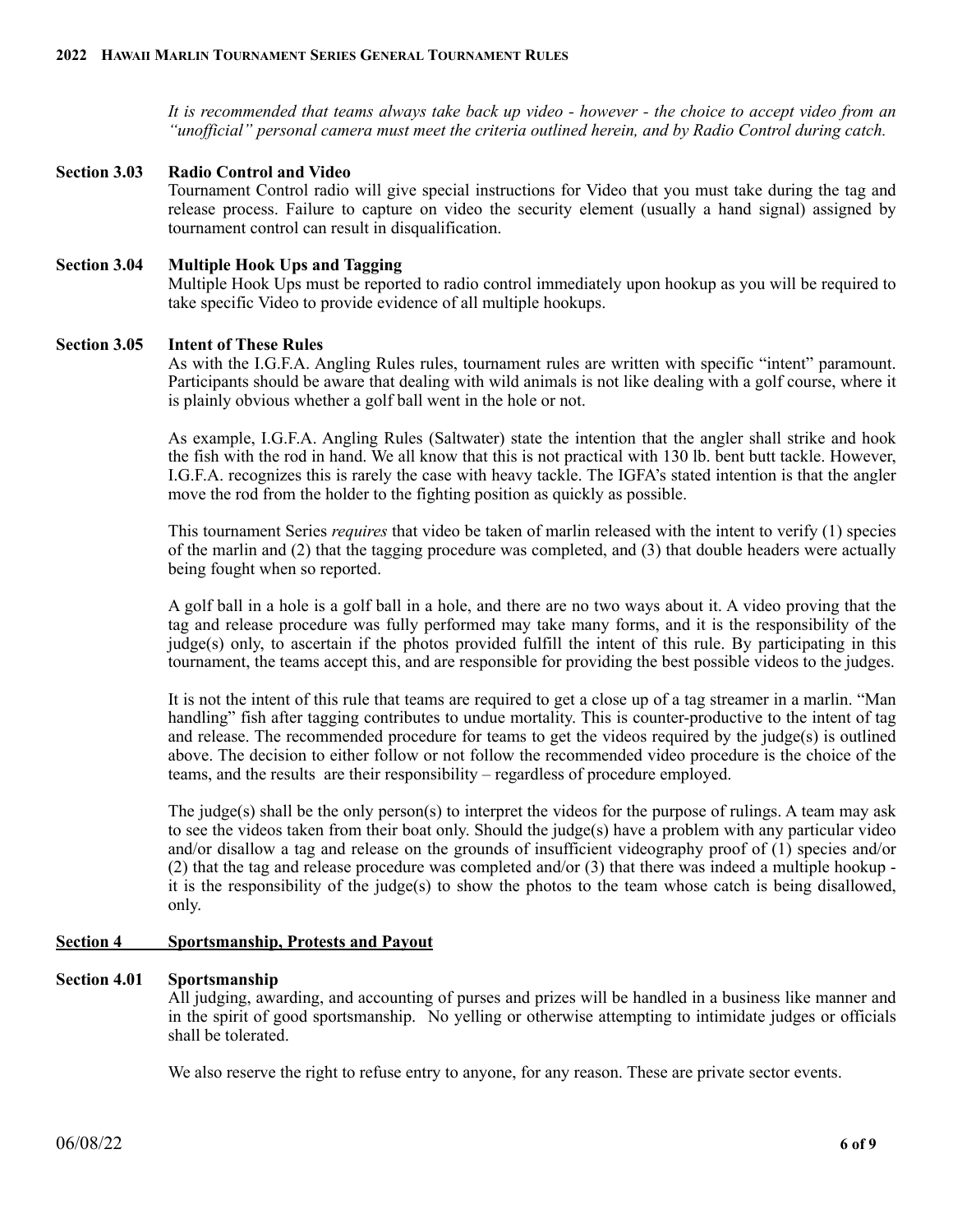*It is recommended that teams always take back up video - however - the choice to accept video from an "unofficial" personal camera must meet the criteria outlined herein, and by Radio Control during catch.*

**Section 3.03 Radio Control and Video**

Tournament Control radio will give special instructions for Video that you must take during the tag and release process. Failure to capture on video the security element (usually a hand signal) assigned by tournament control can result in disqualification.

**Section 3.04 Multiple Hook Ups and Tagging**

Multiple Hook Ups must be reported to radio control immediately upon hookup as you will be required to take specific Video to provide evidence of all multiple hookups.

**Section 3.05 Intent of These Rules**

As with the I.G.F.A. Angling Rules rules, tournament rules are written with specific "intent" paramount. Participants should be aware that dealing with wild animals is not like dealing with a golf course, where it is plainly obvious whether a golf ball went in the hole or not.

As example, I.G.F.A. Angling Rules (Saltwater) state the intention that the angler shall strike and hook the fish with the rod in hand. We all know that this is not practical with 130 lb. bent butt tackle. However, I.G.F.A. recognizes this is rarely the case with heavy tackle. The IGFA's stated intention is that the angler move the rod from the holder to the fighting position as quickly as possible.

This tournament Series *requires* that video be taken of marlin released with the intent to verify (1) species of the marlin and (2) that the tagging procedure was completed, and (3) that double headers were actually being fought when so reported.

A golf ball in a hole is a golf ball in a hole, and there are no two ways about it. A video proving that the tag and release procedure was fully performed may take many forms, and it is the responsibility of the judge(s) only, to ascertain if the photos provided fulfill the intent of this rule. By participating in this tournament, the teams accept this, and are responsible for providing the best possible videos to the judges.

It is not the intent of this rule that teams are required to get a close up of a tag streamer in a marlin. "Man handling" fish after tagging contributes to undue mortality. This is counter-productive to the intent of tag and release. The recommended procedure for teams to get the videos required by the judge(s) is outlined above. The decision to either follow or not follow the recommended video procedure is the choice of the teams, and the results are their responsibility – regardless of procedure employed.

The judge(s) shall be the only person(s) to interpret the videos for the purpose of rulings. A team may ask to see the videos taken from their boat only. Should the judge(s) have a problem with any particular video and/or disallow a tag and release on the grounds of insufficient videography proof of (1) species and/or (2) that the tag and release procedure was completed and/or (3) that there was indeed a multiple hookup - it is the responsibility of the judge(s) to show the photos to the team whose catch is being disallowed, only.

## Section 4 Sportsmanship, Protests and Payout

**Section 4.01 Sportsmanship**

All judging, awarding, and accounting of purses and prizes will be handled in a business like manner and in the spirit of good sportsmanship. No yelling or otherwise attempting to intimidate judges or officials shall be tolerated.

We also reserve the right to refuse entry to anyone, for any reason. These are private sector events.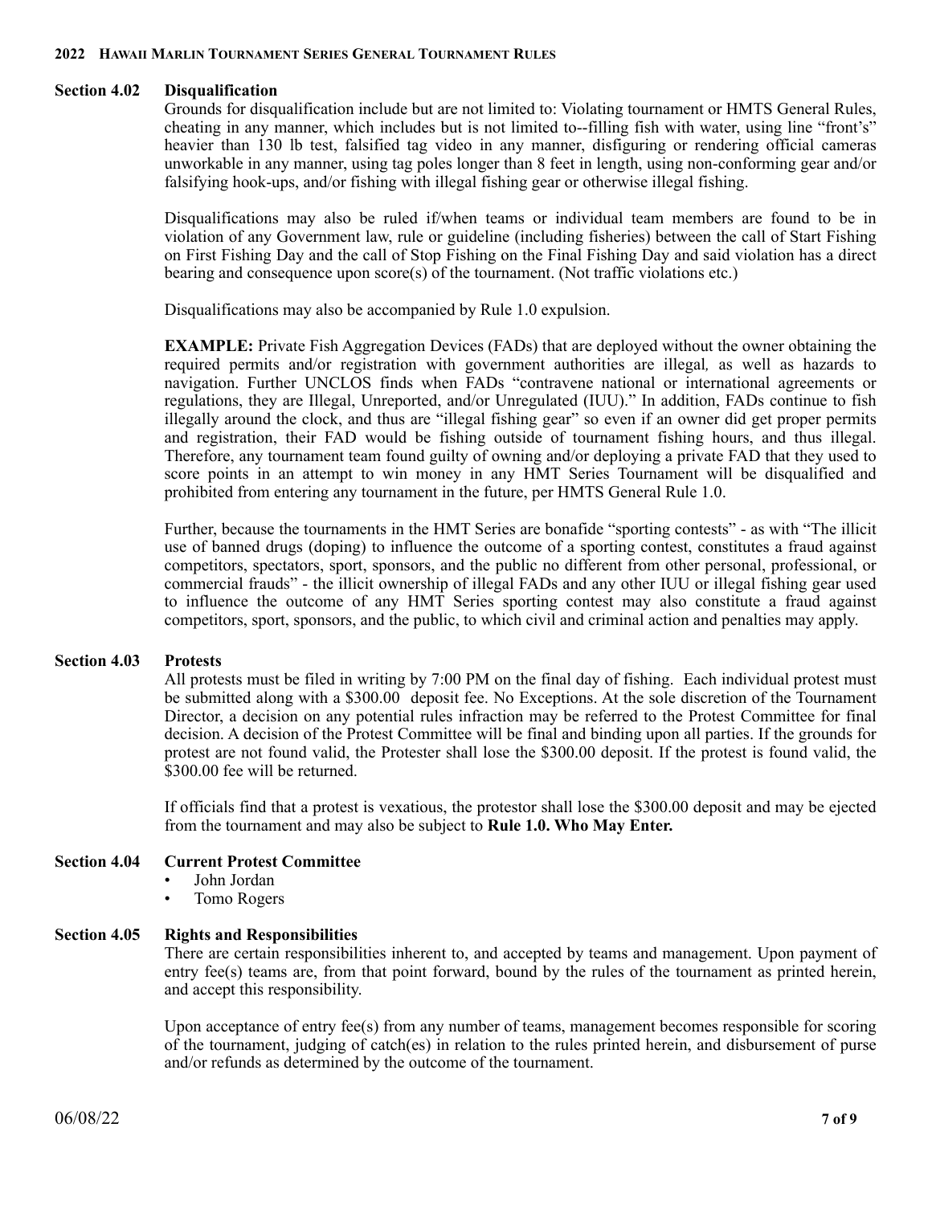### Section 4.02 Disqualification

Grounds for disqualification include but are not limited to: Violating tournament or HMTS General Rules, cheating in any manner, which includes but is not limited to--filling fish with water, using line "front's" heavier than 130 lb test, falsified tag video in any manner, disfiguring or rendering official cameras unworkable in any manner, using tag poles longer than 8 feet in length, using non-conforming gear and/or falsifying hook-ups, and/or fishing with illegal fishing gear or otherwise illegal fishing.

Disqualifications may also be ruled if/when teams or individual team members are found to be in violation of any Government law, rule or guideline (including fisheries) between the call of Start Fishing on First Fishing Day and the call of Stop Fishing on the Final Fishing Day and said violation has a direct bearing and consequence upon score(s) of the tournament. (Not traffic violations etc.)

Disqualifications may also be accompanied by Rule 1.0 expulsion.

**EXAMPLE:** Private Fish Aggregation Devices (FADs) that are deployed without the owner obtaining the required permits and/or registration with government authorities are illegal, as well as hazards to navigation. Further UNCLOS finds when FADs "contravene national or international agreements or regulations, they are Illegal, Unreported, and/or Unregulated (IUU)." In addition, FADs continue to fish illegally around the clock, and thus are "illegal fishing gear" so even if an owner did get proper permits and registration, their FAD would be fishing outside of tournament fishing hours, and thus illegal. Therefore, any tournament team found guilty of owning and/or deploying a private FAD that they used to score points in an attempt to win money in any HMT Series Tournament will be disqualified and prohibited from entering any tournament in the future, per HMTS General Rule 1.0.

Further, because the tournaments in the HMT Series are bonafide "sporting contests" - as with "The illicit use of banned drugs (doping) to influence the outcome of a sporting contest, constitutes a fraud against competitors, spectators, sport, sponsors, and the public no different from other personal, professional, or commercial frauds" - the illicit ownership of illegal FADs and any other IUU or illegal fishing gear used to influence the outcome of any HMT Series sporting contest may also constitute a fraud against competitors, sport, sponsors, and the public, to which civil and criminal action and penalties may apply.

### Section 4.03 Protests

All protests must be filed in writing by 7:00 PM on the final day of fishing. Each individual protest must be submitted along with a $300.00 deposit fee. No Exceptions. At the sole discretion of the Tournament Director, a decision on any potential rules infraction may be referred to the Protest Committee for final decision. A decision of the Protest Committee will be final and binding upon all parties. If the grounds for protest are not found valid, the Protester shall lose the $300.00 deposit. If the protest is found valid, the $300.00 fee will be returned.

If officials find that a protest is vexatious, the protestor shall lose the $300.00 deposit and may be ejected from the tournament and may also be subject to **Rule 1.0. Who May Enter.**

### Section 4.04 Current Protest Committee

- John Jordan
- Tomo Rogers

### Section 4.05 Rights and Responsibilities

There are certain responsibilities inherent to, and accepted by teams and management. Upon payment of entry fee(s) teams are, from that point forward, bound by the rules of the tournament as printed herein, and accept this responsibility.

Upon acceptance of entry fee(s) from any number of teams, management becomes responsible for scoring of the tournament, judging of catch(es) in relation to the rules printed herein, and disbursement of purse and/or refunds as determined by the outcome of the tournament.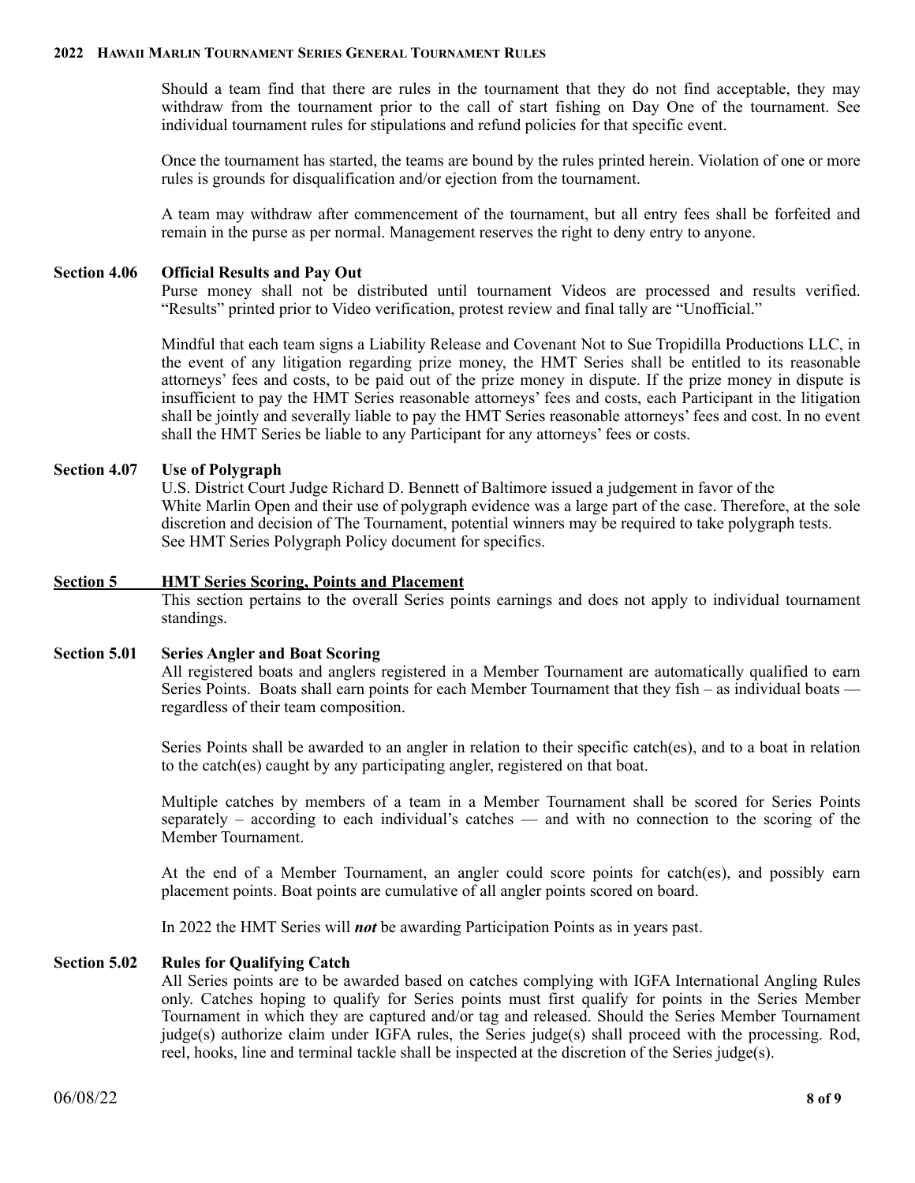Should a team find that there are rules in the tournament that they do not find acceptable, they may withdraw from the tournament prior to the call of start fishing on Day One of the tournament. See individual tournament rules for stipulations and refund policies for that specific event.

Once the tournament has started, the teams are bound by the rules printed herein. Violation of one or more rules is grounds for disqualification and/or ejection from the tournament.

A team may withdraw after commencement of the tournament, but all entry fees shall be forfeited and remain in the purse as per normal. Management reserves the right to deny entry to anyone.

### Section 4.06 Official Results and Pay Out

Purse money shall not be distributed until tournament Videos are processed and results verified. "Results" printed prior to Video verification, protest review and final tally are "Unofficial."

Mindful that each team signs a Liability Release and Covenant Not to Sue Tropidilla Productions LLC, in the event of any litigation regarding prize money, the HMT Series shall be entitled to its reasonable attorneys' fees and costs, to be paid out of the prize money in dispute. If the prize money in dispute is insufficient to pay the HMT Series reasonable attorneys' fees and costs, each Participant in the litigation shall be jointly and severally liable to pay the HMT Series reasonable attorneys' fees and cost. In no event shall the HMT Series be liable to any Participant for any attorneys' fees or costs.

### Section 4.07 Use of Polygraph

U.S. District Court Judge Richard D. Bennett of Baltimore issued a judgement in favor of the White Marlin Open and their use of polygraph evidence was a large part of the case. Therefore, at the sole discretion and decision of The Tournament, potential winners may be required to take polygraph tests. See HMT Series Polygraph Policy document for specifics.

## Section 5 HMT Series Scoring, Points and Placement

This section pertains to the overall Series points earnings and does not apply to individual tournament standings.

### Section 5.01 Series Angler and Boat Scoring

All registered boats and anglers registered in a Member Tournament are automatically qualified to earn Series Points. Boats shall earn points for each Member Tournament that they fish – as individual boats — regardless of their team composition.

Series Points shall be awarded to an angler in relation to their specific catch(es), and to a boat in relation to the catch(es) caught by any participating angler, registered on that boat.

Multiple catches by members of a team in a Member Tournament shall be scored for Series Points separately – according to each individual's catches — and with no connection to the scoring of the Member Tournament.

At the end of a Member Tournament, an angler could score points for catch(es), and possibly earn placement points. Boat points are cumulative of all angler points scored on board.

In 2022 the HMT Series will ***not*** be awarding Participation Points as in years past.

### Section 5.02 Rules for Qualifying Catch

All Series points are to be awarded based on catches complying with IGFA International Angling Rules only. Catches hoping to qualify for Series points must first qualify for points in the Series Member Tournament in which they are captured and/or tag and released. Should the Series Member Tournament judge(s) authorize claim under IGFA rules, the Series judge(s) shall proceed with the processing. Rod, reel, hooks, line and terminal tackle shall be inspected at the discretion of the Series judge(s).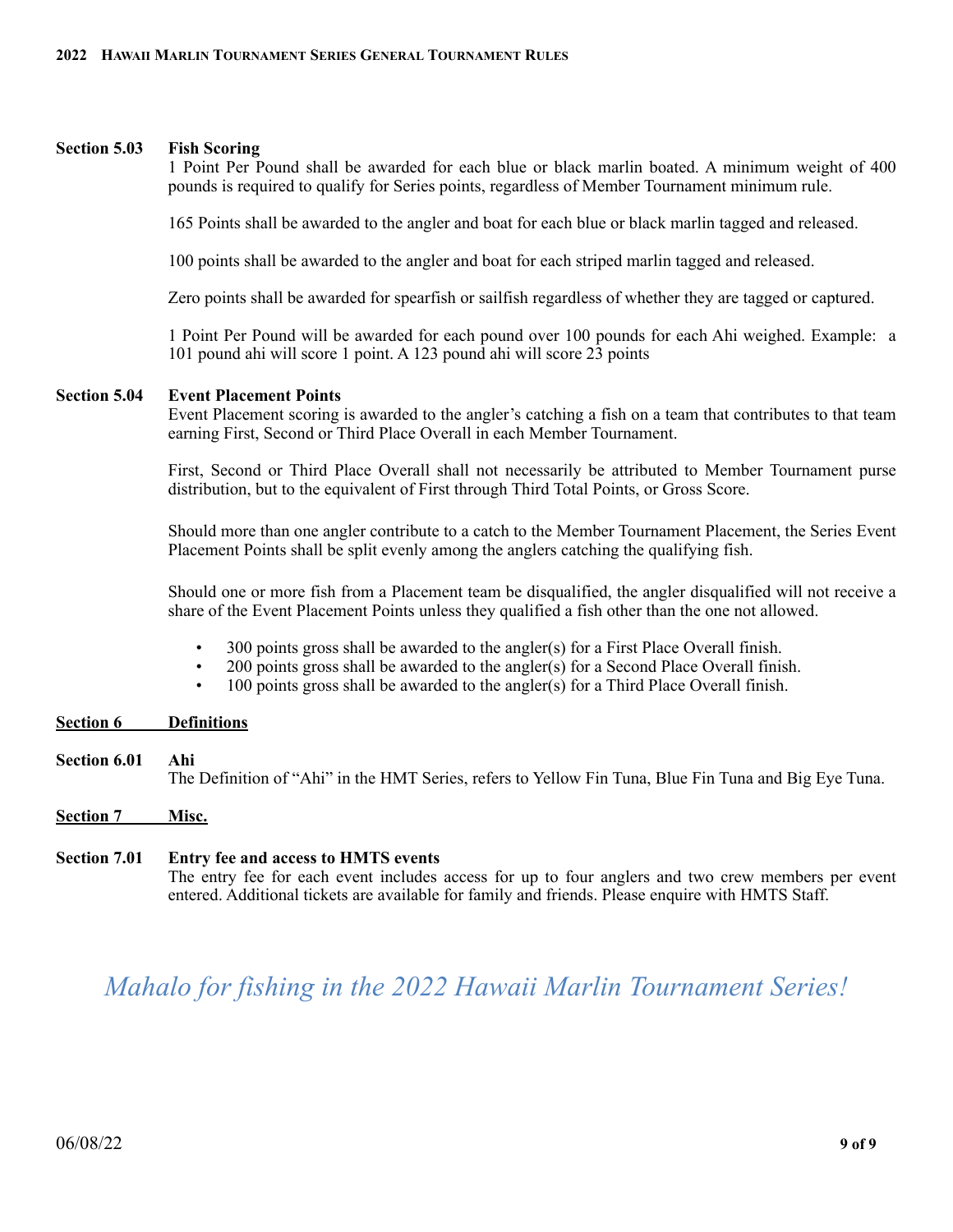**Section 5.03 Fish Scoring**

1 Point Per Pound shall be awarded for each blue or black marlin boated. A minimum weight of 400 pounds is required to qualify for Series points, regardless of Member Tournament minimum rule.

165 Points shall be awarded to the angler and boat for each blue or black marlin tagged and released.

100 points shall be awarded to the angler and boat for each striped marlin tagged and released.

Zero points shall be awarded for spearfish or sailfish regardless of whether they are tagged or captured.

1 Point Per Pound will be awarded for each pound over 100 pounds for each Ahi weighed. Example: a 101 pound ahi will score 1 point. A 123 pound ahi will score 23 points

**Section 5.04 Event Placement Points**

Event Placement scoring is awarded to the angler's catching a fish on a team that contributes to that team earning First, Second or Third Place Overall in each Member Tournament.

First, Second or Third Place Overall shall not necessarily be attributed to Member Tournament purse distribution, but to the equivalent of First through Third Total Points, or Gross Score.

Should more than one angler contribute to a catch to the Member Tournament Placement, the Series Event Placement Points shall be split evenly among the anglers catching the qualifying fish.

Should one or more fish from a Placement team be disqualified, the angler disqualified will not receive a share of the Event Placement Points unless they qualified a fish other than the one not allowed.

- 300 points gross shall be awarded to the angler(s) for a First Place Overall finish.
- 200 points gross shall be awarded to the angler(s) for a Second Place Overall finish.
- 100 points gross shall be awarded to the angler(s) for a Third Place Overall finish.

## Section 6 Definitions

**Section 6.01 Ahi**

The Definition of "Ahi" in the HMT Series, refers to Yellow Fin Tuna, Blue Fin Tuna and Big Eye Tuna.

## Section 7 Misc.

**Section 7.01 Entry fee and access to HMTS events**

The entry fee for each event includes access for up to four anglers and two crew members per event entered. Additional tickets are available for family and friends. Please enquire with HMTS Staff.

*Mahalo for fishing in the 2022 Hawaii Marlin Tournament Series!*

06/08/22